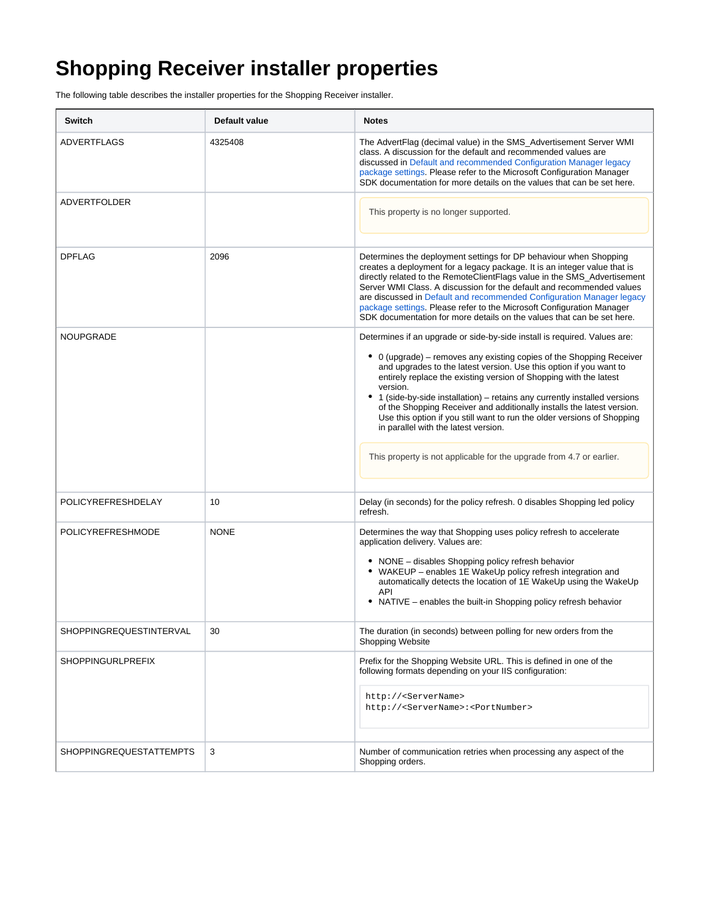# Shopping Receiver installer properties

The following table describes the installer properties for the Shopping Receiver installer.

| Switch | Default value | Notes |
|---|---|---|
| ADVERTFLAGS | 4325408 | The AdvertFlag (decimal value) in the SMS_Advertisement Server WMI class. A discussion for the default and recommended values are discussed in Default and recommended Configuration Manager legacy package settings. Please refer to the Microsoft Configuration Manager SDK documentation for more details on the values that can be set here. |
| ADVERTFOLDER | | This property is no longer supported. |
| DPFLAG | 2096 | Determines the deployment settings for DP behaviour when Shopping creates a deployment for a legacy package. It is an integer value that is directly related to the RemoteClientFlags value in the SMS_Advertisement Server WMI Class. A discussion for the default and recommended values are discussed in Default and recommended Configuration Manager legacy package settings. Please refer to the Microsoft Configuration Manager SDK documentation for more details on the values that can be set here. |
| NOUPGRADE | | Determines if an upgrade or side-by-side install is required. Values are:<br>• 0 (upgrade) – removes any existing copies of the Shopping Receiver and upgrades to the latest version. Use this option if you want to entirely replace the existing version of Shopping with the latest version.<br>• 1 (side-by-side installation) – retains any currently installed versions of the Shopping Receiver and additionally installs the latest version. Use this option if you still want to run the older versions of Shopping in parallel with the latest version.<br><br>This property is not applicable for the upgrade from 4.7 or earlier. |
| POLICYREFRESHDELAY | 10 | Delay (in seconds) for the policy refresh. 0 disables Shopping led policy refresh. |
| POLICYREFRESHMODE | NONE | Determines the way that Shopping uses policy refresh to accelerate application delivery. Values are:<br>• NONE – disables Shopping policy refresh behavior<br>• WAKEUP – enables 1E WakeUp policy refresh integration and automatically detects the location of 1E WakeUp using the WakeUp API<br>• NATIVE – enables the built-in Shopping policy refresh behavior |
| SHOPPINGREQUESTINTERVAL | 30 | The duration (in seconds) between polling for new orders from the Shopping Website |
| SHOPPINGURLPREFIX | | Prefix for the Shopping Website URL. This is defined in one of the following formats depending on your IIS configuration:<br>`http://<ServerName>`<br>`http://<ServerName>:<PortNumber>` |
| SHOPPINGREQUESTATTEMPTS | 3 | Number of communication retries when processing any aspect of the Shopping orders. |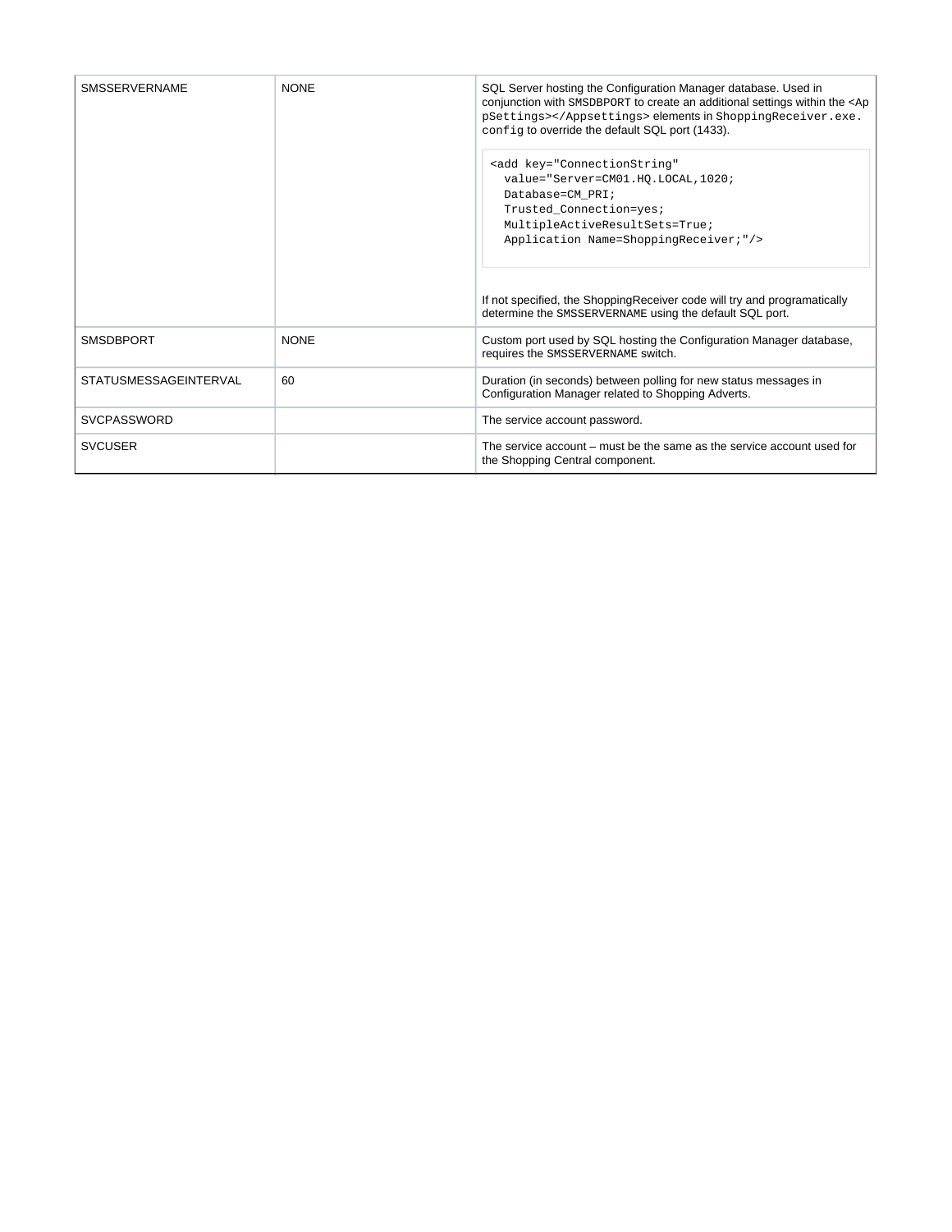| | | |
|---|---|---|
| SMSSERVERNAME | NONE | SQL Server hosting the Configuration Manager database. Used in conjunction with `SMSDBPORT` to create an additional settings within the `<AppSettings></Appsettings>` elements in `ShoppingReceiver.exe.config` to override the default SQL port (1433).<br><br>`<add key="ConnectionString" value="Server=CM01.HQ.LOCAL,1020; Database=CM_PRI; Trusted_Connection=yes; MultipleActiveResultSets=True; Application Name=ShoppingReceiver;"/>`<br><br>If not specified, the ShoppingReceiver code will try and programatically determine the `SMSSERVERNAME` using the default SQL port. |
| SMSDBPORT | NONE | Custom port used by SQL hosting the Configuration Manager database, requires the `SMSSERVERNAME` switch. |
| STATUSMESSAGEINTERVAL | 60 | Duration (in seconds) between polling for new status messages in Configuration Manager related to Shopping Adverts. |
| SVCPASSWORD | | The service account password. |
| SVCUSER | | The service account – must be the same as the service account used for the Shopping Central component. |